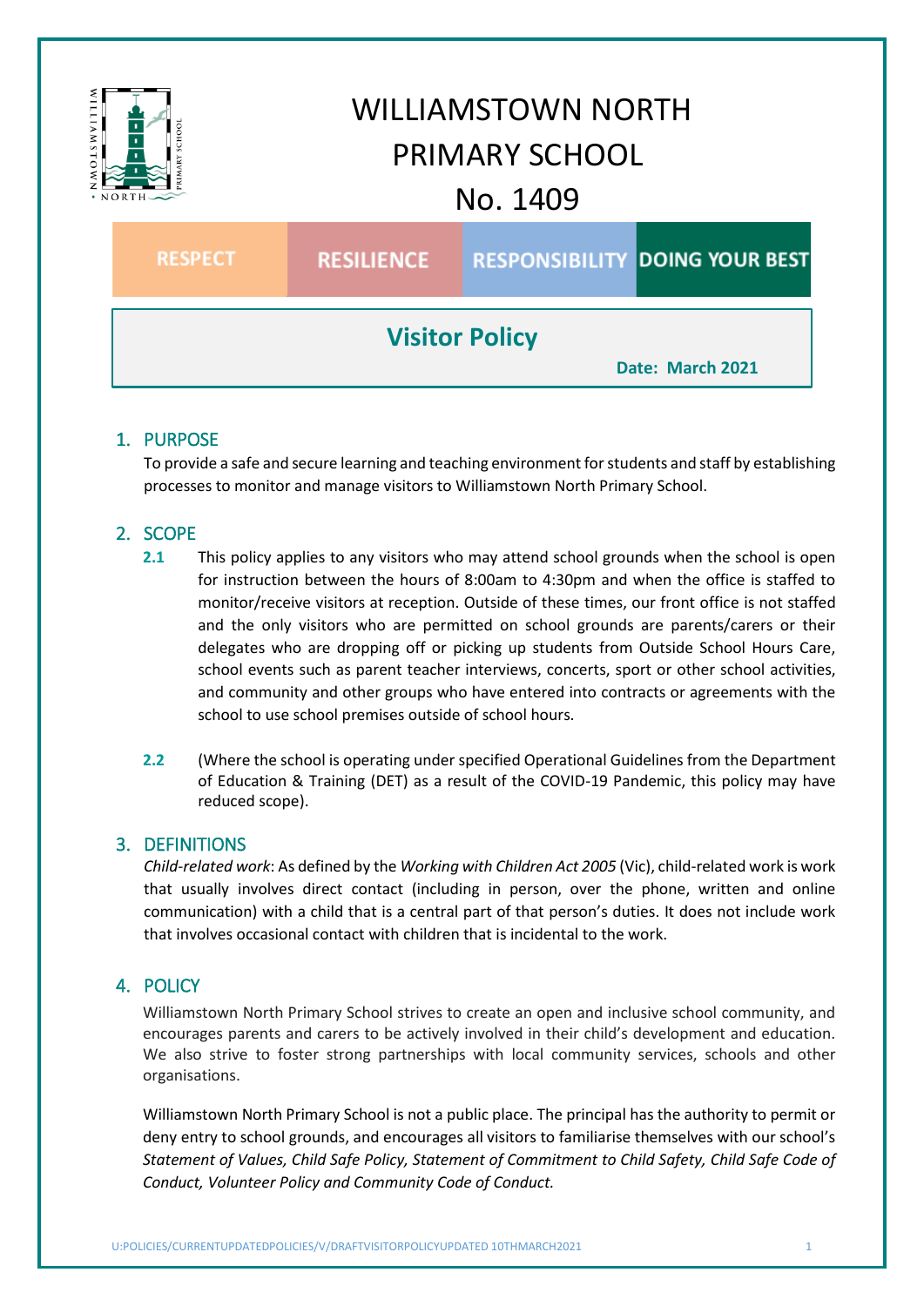# WILLIAMSTOWN NORTH PRIMARY SCHOOL

## No. 1409

| RESPECT | RESILIENCE | RESPONSIBILITY | DOING YOUR BEST |
|---|---|---|---|

## Visitor Policy

**Date: March 2021**

### 1. PURPOSE

To provide a safe and secure learning and teaching environment for students and staff by establishing processes to monitor and manage visitors to Williamstown North Primary School.

### 2. SCOPE

**2.1** This policy applies to any visitors who may attend school grounds when the school is open for instruction between the hours of 8:00am to 4:30pm and when the office is staffed to monitor/receive visitors at reception. Outside of these times, our front office is not staffed and the only visitors who are permitted on school grounds are parents/carers or their delegates who are dropping off or picking up students from Outside School Hours Care, school events such as parent teacher interviews, concerts, sport or other school activities, and community and other groups who have entered into contracts or agreements with the school to use school premises outside of school hours.

**2.2** (Where the school is operating under specified Operational Guidelines from the Department of Education & Training (DET) as a result of the COVID-19 Pandemic, this policy may have reduced scope).

### 3. DEFINITIONS

*Child-related work*: As defined by the *Working with Children Act 2005* (Vic), child-related work is work that usually involves direct contact (including in person, over the phone, written and online communication) with a child that is a central part of that person's duties. It does not include work that involves occasional contact with children that is incidental to the work.

### 4. POLICY

Williamstown North Primary School strives to create an open and inclusive school community, and encourages parents and carers to be actively involved in their child's development and education. We also strive to foster strong partnerships with local community services, schools and other organisations.

Williamstown North Primary School is not a public place. The principal has the authority to permit or deny entry to school grounds, and encourages all visitors to familiarise themselves with our school's *Statement of Values, Child Safe Policy, Statement of Commitment to Child Safety, Child Safe Code of Conduct, Volunteer Policy and Community Code of Conduct.*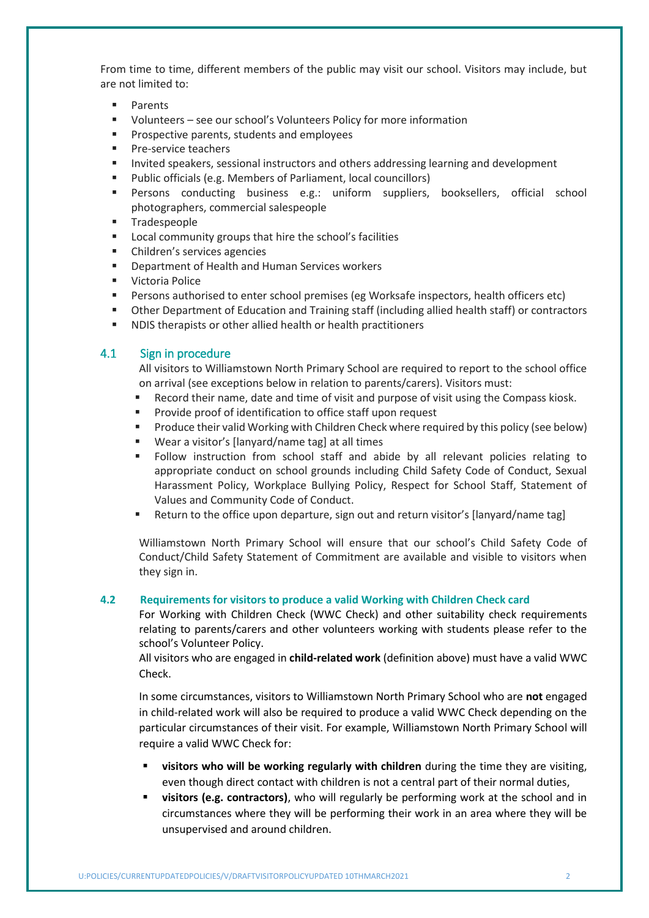From time to time, different members of the public may visit our school. Visitors may include, but are not limited to:

- Parents
- Volunteers – see our school's Volunteers Policy for more information
- Prospective parents, students and employees
- Pre-service teachers
- Invited speakers, sessional instructors and others addressing learning and development
- Public officials (e.g. Members of Parliament, local councillors)
- Persons conducting business e.g.: uniform suppliers, booksellers, official school photographers, commercial salespeople
- Tradespeople
- Local community groups that hire the school's facilities
- Children's services agencies
- Department of Health and Human Services workers
- Victoria Police
- Persons authorised to enter school premises (eg Worksafe inspectors, health officers etc)
- Other Department of Education and Training staff (including allied health staff) or contractors
- NDIS therapists or other allied health or health practitioners

## 4.1 Sign in procedure

All visitors to Williamstown North Primary School are required to report to the school office on arrival (see exceptions below in relation to parents/carers). Visitors must:

- Record their name, date and time of visit and purpose of visit using the Compass kiosk.
- Provide proof of identification to office staff upon request
- Produce their valid Working with Children Check where required by this policy (see below)
- Wear a visitor's [lanyard/name tag] at all times
- Follow instruction from school staff and abide by all relevant policies relating to appropriate conduct on school grounds including Child Safety Code of Conduct, Sexual Harassment Policy, Workplace Bullying Policy, Respect for School Staff, Statement of Values and Community Code of Conduct.
- Return to the office upon departure, sign out and return visitor's [lanyard/name tag]

Williamstown North Primary School will ensure that our school's Child Safety Code of Conduct/Child Safety Statement of Commitment are available and visible to visitors when they sign in.

### 4.2 Requirements for visitors to produce a valid Working with Children Check card

For Working with Children Check (WWC Check) and other suitability check requirements relating to parents/carers and other volunteers working with students please refer to the school's Volunteer Policy.

All visitors who are engaged in **child-related work** (definition above) must have a valid WWC Check.

In some circumstances, visitors to Williamstown North Primary School who are **not** engaged in child-related work will also be required to produce a valid WWC Check depending on the particular circumstances of their visit. For example, Williamstown North Primary School will require a valid WWC Check for:

- **visitors who will be working regularly with children** during the time they are visiting, even though direct contact with children is not a central part of their normal duties,
- **visitors (e.g. contractors)**, who will regularly be performing work at the school and in circumstances where they will be performing their work in an area where they will be unsupervised and around children.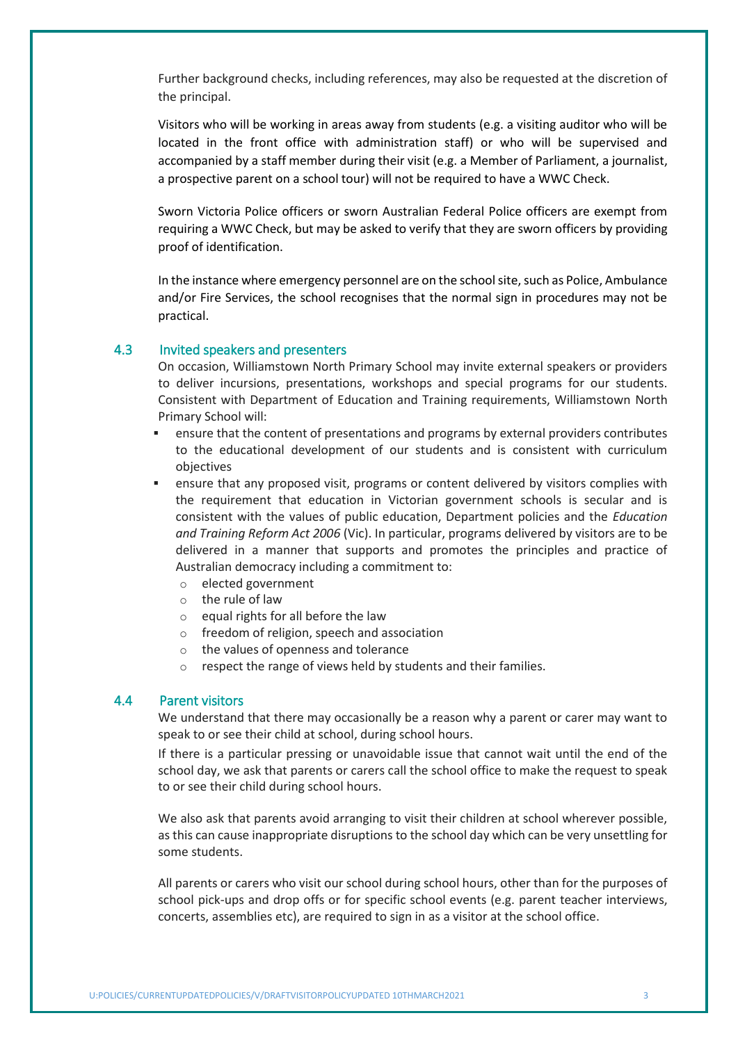Further background checks, including references, may also be requested at the discretion of the principal.

Visitors who will be working in areas away from students (e.g. a visiting auditor who will be located in the front office with administration staff) or who will be supervised and accompanied by a staff member during their visit (e.g. a Member of Parliament, a journalist, a prospective parent on a school tour) will not be required to have a WWC Check.

Sworn Victoria Police officers or sworn Australian Federal Police officers are exempt from requiring a WWC Check, but may be asked to verify that they are sworn officers by providing proof of identification.

In the instance where emergency personnel are on the school site, such as Police, Ambulance and/or Fire Services, the school recognises that the normal sign in procedures may not be practical.

### 4.3 Invited speakers and presenters

On occasion, Williamstown North Primary School may invite external speakers or providers to deliver incursions, presentations, workshops and special programs for our students. Consistent with Department of Education and Training requirements, Williamstown North Primary School will:

- ensure that the content of presentations and programs by external providers contributes to the educational development of our students and is consistent with curriculum objectives
- ensure that any proposed visit, programs or content delivered by visitors complies with the requirement that education in Victorian government schools is secular and is consistent with the values of public education, Department policies and the *Education and Training Reform Act 2006* (Vic). In particular, programs delivered by visitors are to be delivered in a manner that supports and promotes the principles and practice of Australian democracy including a commitment to:
  - elected government
  - the rule of law
  - equal rights for all before the law
  - freedom of religion, speech and association
  - the values of openness and tolerance
  - respect the range of views held by students and their families.

### 4.4 Parent visitors

We understand that there may occasionally be a reason why a parent or carer may want to speak to or see their child at school, during school hours.

If there is a particular pressing or unavoidable issue that cannot wait until the end of the school day, we ask that parents or carers call the school office to make the request to speak to or see their child during school hours.

We also ask that parents avoid arranging to visit their children at school wherever possible, as this can cause inappropriate disruptions to the school day which can be very unsettling for some students.

All parents or carers who visit our school during school hours, other than for the purposes of school pick-ups and drop offs or for specific school events (e.g. parent teacher interviews, concerts, assemblies etc), are required to sign in as a visitor at the school office.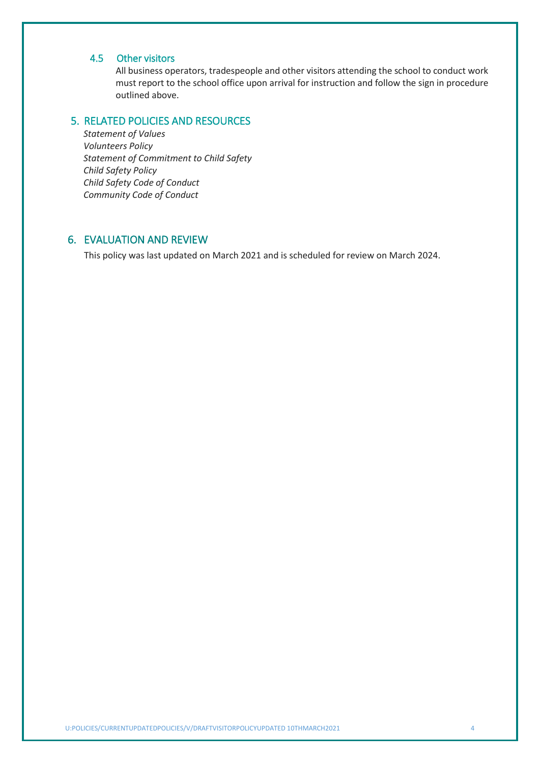### 4.5 Other visitors

All business operators, tradespeople and other visitors attending the school to conduct work must report to the school office upon arrival for instruction and follow the sign in procedure outlined above.

## 5. RELATED POLICIES AND RESOURCES

*Statement of Values*
*Volunteers Policy*
*Statement of Commitment to Child Safety*
*Child Safety Policy*
*Child Safety Code of Conduct*
*Community Code of Conduct*

## 6. EVALUATION AND REVIEW

This policy was last updated on March 2021 and is scheduled for review on March 2024.